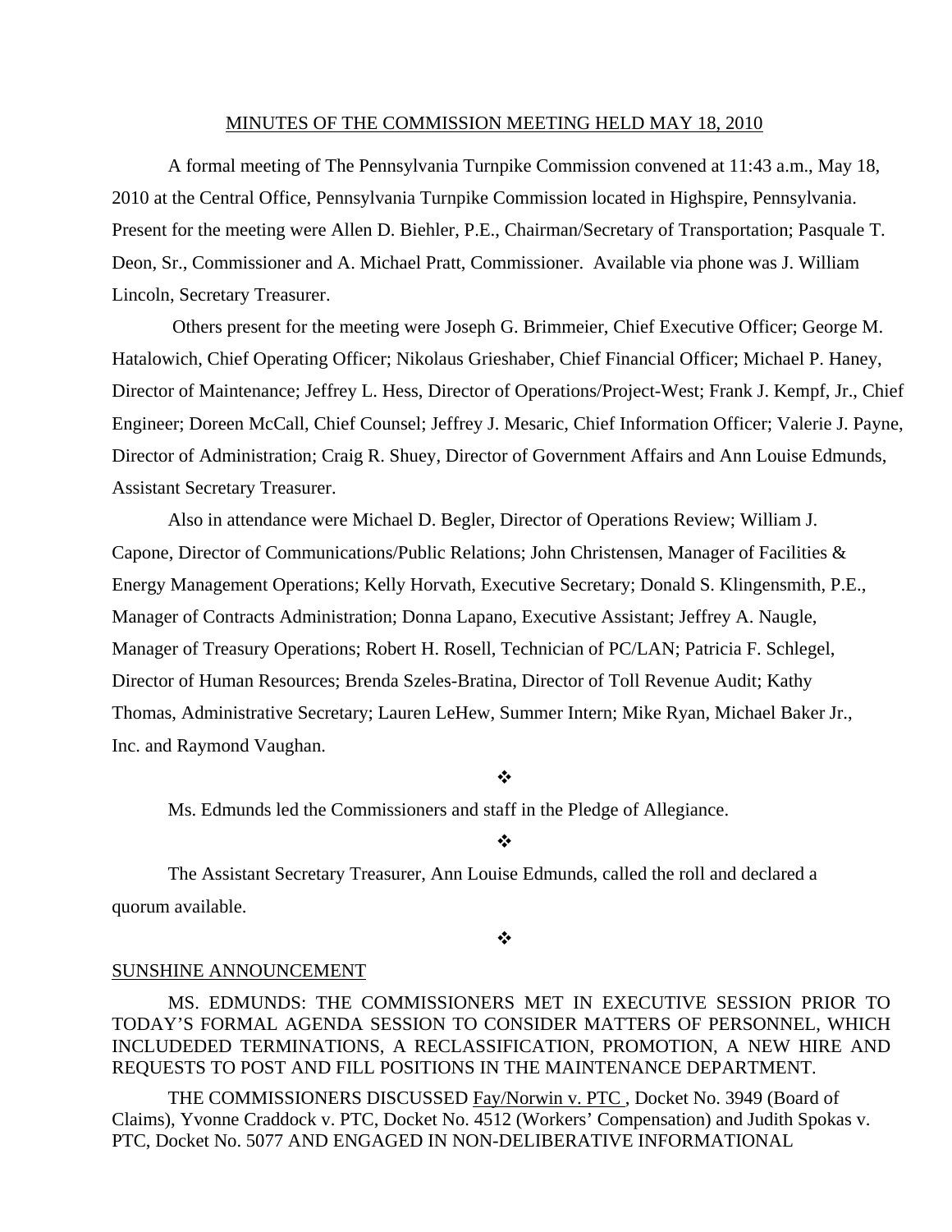MINUTES OF THE COMMISSION MEETING HELD MAY 18, 2010

A formal meeting of The Pennsylvania Turnpike Commission convened at 11:43 a.m., May 18, 2010 at the Central Office, Pennsylvania Turnpike Commission located in Highspire, Pennsylvania. Present for the meeting were Allen D. Biehler, P.E., Chairman/Secretary of Transportation; Pasquale T. Deon, Sr., Commissioner and A. Michael Pratt, Commissioner. Available via phone was J. William Lincoln, Secretary Treasurer.

Others present for the meeting were Joseph G. Brimmeier, Chief Executive Officer; George M. Hatalowich, Chief Operating Officer; Nikolaus Grieshaber, Chief Financial Officer; Michael P. Haney, Director of Maintenance; Jeffrey L. Hess, Director of Operations/Project-West; Frank J. Kempf, Jr., Chief Engineer; Doreen McCall, Chief Counsel; Jeffrey J. Mesaric, Chief Information Officer; Valerie J. Payne, Director of Administration; Craig R. Shuey, Director of Government Affairs and Ann Louise Edmunds, Assistant Secretary Treasurer.

Also in attendance were Michael D. Begler, Director of Operations Review; William J. Capone, Director of Communications/Public Relations; John Christensen, Manager of Facilities & Energy Management Operations; Kelly Horvath, Executive Secretary; Donald S. Klingensmith, P.E., Manager of Contracts Administration; Donna Lapano, Executive Assistant; Jeffrey A. Naugle, Manager of Treasury Operations; Robert H. Rosell, Technician of PC/LAN; Patricia F. Schlegel, Director of Human Resources; Brenda Szeles-Bratina, Director of Toll Revenue Audit; Kathy Thomas, Administrative Secretary; Lauren LeHew, Summer Intern; Mike Ryan, Michael Baker Jr., Inc. and Raymond Vaughan.

❖

Ms. Edmunds led the Commissioners and staff in the Pledge of Allegiance.

❖

The Assistant Secretary Treasurer, Ann Louise Edmunds, called the roll and declared a quorum available.

❖

SUNSHINE ANNOUNCEMENT

MS. EDMUNDS: THE COMMISSIONERS MET IN EXECUTIVE SESSION PRIOR TO TODAY'S FORMAL AGENDA SESSION TO CONSIDER MATTERS OF PERSONNEL, WHICH INCLUDEDED TERMINATIONS, A RECLASSIFICATION, PROMOTION, A NEW HIRE AND REQUESTS TO POST AND FILL POSITIONS IN THE MAINTENANCE DEPARTMENT.

THE COMMISSIONERS DISCUSSED Fay/Norwin v. PTC , Docket No. 3949 (Board of Claims), Yvonne Craddock v. PTC, Docket No. 4512 (Workers' Compensation) and Judith Spokas v. PTC, Docket No. 5077 AND ENGAGED IN NON-DELIBERATIVE INFORMATIONAL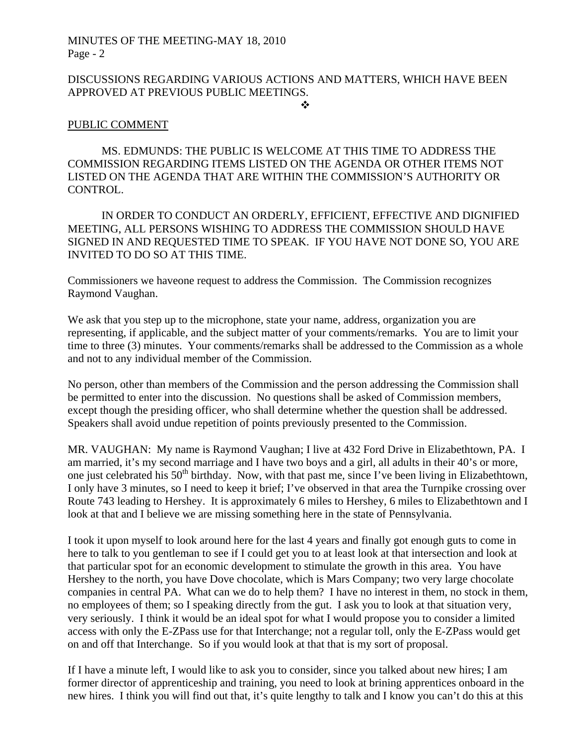DISCUSSIONS REGARDING VARIOUS ACTIONS AND MATTERS, WHICH HAVE BEEN APPROVED AT PREVIOUS PUBLIC MEETINGS.

❖

PUBLIC COMMENT

MS. EDMUNDS: THE PUBLIC IS WELCOME AT THIS TIME TO ADDRESS THE COMMISSION REGARDING ITEMS LISTED ON THE AGENDA OR OTHER ITEMS NOT LISTED ON THE AGENDA THAT ARE WITHIN THE COMMISSION'S AUTHORITY OR CONTROL.

IN ORDER TO CONDUCT AN ORDERLY, EFFICIENT, EFFECTIVE AND DIGNIFIED MEETING, ALL PERSONS WISHING TO ADDRESS THE COMMISSION SHOULD HAVE SIGNED IN AND REQUESTED TIME TO SPEAK. IF YOU HAVE NOT DONE SO, YOU ARE INVITED TO DO SO AT THIS TIME.

Commissioners we haveone request to address the Commission. The Commission recognizes Raymond Vaughan.

We ask that you step up to the microphone, state your name, address, organization you are representing, if applicable, and the subject matter of your comments/remarks. You are to limit your time to three (3) minutes. Your comments/remarks shall be addressed to the Commission as a whole and not to any individual member of the Commission.

No person, other than members of the Commission and the person addressing the Commission shall be permitted to enter into the discussion. No questions shall be asked of Commission members, except though the presiding officer, who shall determine whether the question shall be addressed. Speakers shall avoid undue repetition of points previously presented to the Commission.

MR. VAUGHAN: My name is Raymond Vaughan; I live at 432 Ford Drive in Elizabethtown, PA. I am married, it's my second marriage and I have two boys and a girl, all adults in their 40's or more, one just celebrated his 50th birthday. Now, with that past me, since I've been living in Elizabethtown, I only have 3 minutes, so I need to keep it brief; I've observed in that area the Turnpike crossing over Route 743 leading to Hershey. It is approximately 6 miles to Hershey, 6 miles to Elizabethtown and I look at that and I believe we are missing something here in the state of Pennsylvania.

I took it upon myself to look around here for the last 4 years and finally got enough guts to come in here to talk to you gentleman to see if I could get you to at least look at that intersection and look at that particular spot for an economic development to stimulate the growth in this area. You have Hershey to the north, you have Dove chocolate, which is Mars Company; two very large chocolate companies in central PA. What can we do to help them? I have no interest in them, no stock in them, no employees of them; so I speaking directly from the gut. I ask you to look at that situation very, very seriously. I think it would be an ideal spot for what I would propose you to consider a limited access with only the E-ZPass use for that Interchange; not a regular toll, only the E-ZPass would get on and off that Interchange. So if you would look at that that is my sort of proposal.

If I have a minute left, I would like to ask you to consider, since you talked about new hires; I am former director of apprenticeship and training, you need to look at brining apprentices onboard in the new hires. I think you will find out that, it's quite lengthy to talk and I know you can't do this at this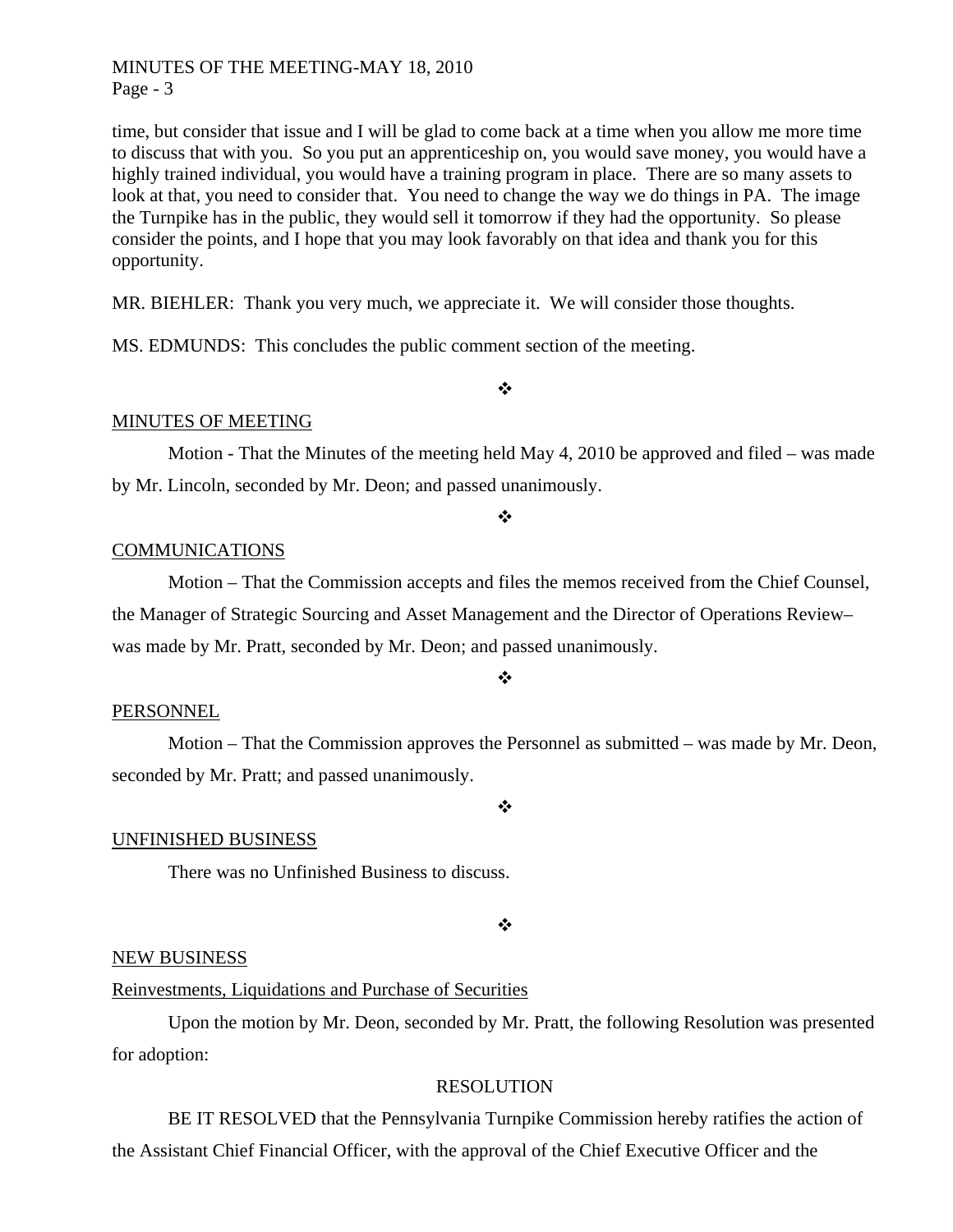time, but consider that issue and I will be glad to come back at a time when you allow me more time to discuss that with you. So you put an apprenticeship on, you would save money, you would have a highly trained individual, you would have a training program in place. There are so many assets to look at that, you need to consider that. You need to change the way we do things in PA. The image the Turnpike has in the public, they would sell it tomorrow if they had the opportunity. So please consider the points, and I hope that you may look favorably on that idea and thank you for this opportunity.

MR. BIEHLER: Thank you very much, we appreciate it. We will consider those thoughts.

MS. EDMUNDS: This concludes the public comment section of the meeting.

❖

MINUTES OF MEETING

Motion - That the Minutes of the meeting held May 4, 2010 be approved and filed – was made by Mr. Lincoln, seconded by Mr. Deon; and passed unanimously.

❖

COMMUNICATIONS

Motion – That the Commission accepts and files the memos received from the Chief Counsel, the Manager of Strategic Sourcing and Asset Management and the Director of Operations Review– was made by Mr. Pratt, seconded by Mr. Deon; and passed unanimously.

❖

PERSONNEL

Motion – That the Commission approves the Personnel as submitted – was made by Mr. Deon, seconded by Mr. Pratt; and passed unanimously.

❖

UNFINISHED BUSINESS

There was no Unfinished Business to discuss.

❖

NEW BUSINESS

Reinvestments, Liquidations and Purchase of Securities

Upon the motion by Mr. Deon, seconded by Mr. Pratt, the following Resolution was presented for adoption:

RESOLUTION

BE IT RESOLVED that the Pennsylvania Turnpike Commission hereby ratifies the action of the Assistant Chief Financial Officer, with the approval of the Chief Executive Officer and the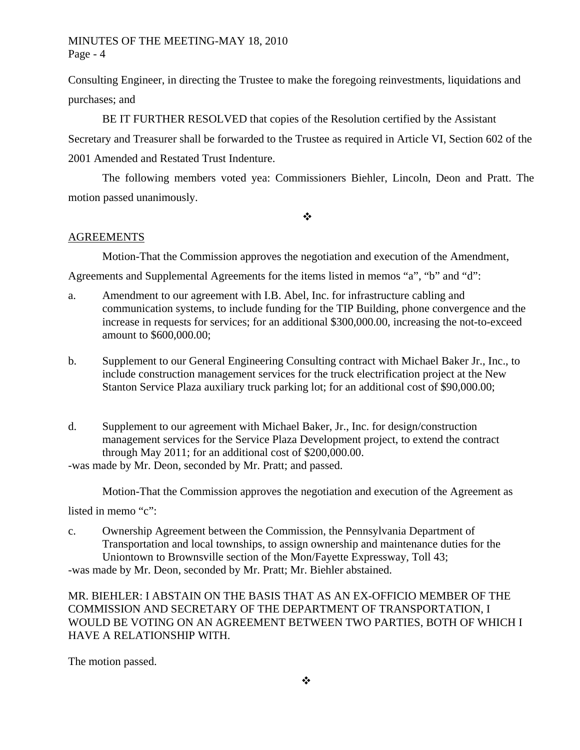Consulting Engineer, in directing the Trustee to make the foregoing reinvestments, liquidations and purchases; and

BE IT FURTHER RESOLVED that copies of the Resolution certified by the Assistant Secretary and Treasurer shall be forwarded to the Trustee as required in Article VI, Section 602 of the 2001 Amended and Restated Trust Indenture.

The following members voted yea: Commissioners Biehler, Lincoln, Deon and Pratt. The motion passed unanimously.

❖

AGREEMENTS

Motion-That the Commission approves the negotiation and execution of the Amendment, Agreements and Supplemental Agreements for the items listed in memos "a", "b" and "d":

a. Amendment to our agreement with I.B. Abel, Inc. for infrastructure cabling and communication systems, to include funding for the TIP Building, phone convergence and the increase in requests for services; for an additional $300,000.00, increasing the not-to-exceed amount to $600,000.00;

b. Supplement to our General Engineering Consulting contract with Michael Baker Jr., Inc., to include construction management services for the truck electrification project at the New Stanton Service Plaza auxiliary truck parking lot; for an additional cost of $90,000.00;

d. Supplement to our agreement with Michael Baker, Jr., Inc. for design/construction management services for the Service Plaza Development project, to extend the contract through May 2011; for an additional cost of $200,000.00.

-was made by Mr. Deon, seconded by Mr. Pratt; and passed.

Motion-That the Commission approves the negotiation and execution of the Agreement as listed in memo "c":

c. Ownership Agreement between the Commission, the Pennsylvania Department of Transportation and local townships, to assign ownership and maintenance duties for the Uniontown to Brownsville section of the Mon/Fayette Expressway, Toll 43;

-was made by Mr. Deon, seconded by Mr. Pratt; Mr. Biehler abstained.

MR. BIEHLER: I ABSTAIN ON THE BASIS THAT AS AN EX-OFFICIO MEMBER OF THE COMMISSION AND SECRETARY OF THE DEPARTMENT OF TRANSPORTATION, I WOULD BE VOTING ON AN AGREEMENT BETWEEN TWO PARTIES, BOTH OF WHICH I HAVE A RELATIONSHIP WITH.

The motion passed.

❖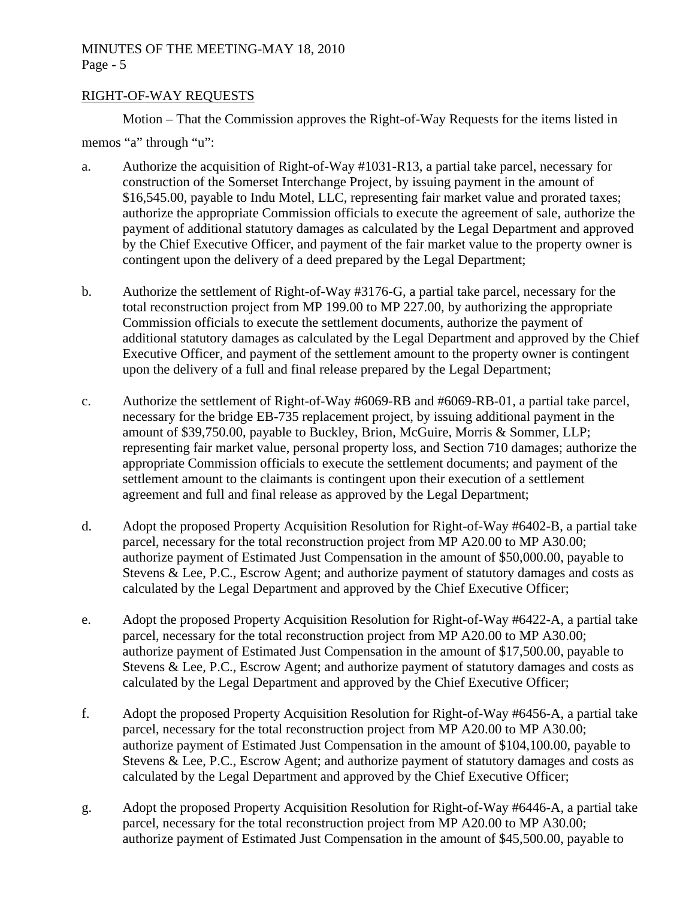## RIGHT-OF-WAY REQUESTS

Motion – That the Commission approves the Right-of-Way Requests for the items listed in memos "a" through "u":

a. Authorize the acquisition of Right-of-Way #1031-R13, a partial take parcel, necessary for construction of the Somerset Interchange Project, by issuing payment in the amount of $16,545.00, payable to Indu Motel, LLC, representing fair market value and prorated taxes; authorize the appropriate Commission officials to execute the agreement of sale, authorize the payment of additional statutory damages as calculated by the Legal Department and approved by the Chief Executive Officer, and payment of the fair market value to the property owner is contingent upon the delivery of a deed prepared by the Legal Department;

b. Authorize the settlement of Right-of-Way #3176-G, a partial take parcel, necessary for the total reconstruction project from MP 199.00 to MP 227.00, by authorizing the appropriate Commission officials to execute the settlement documents, authorize the payment of additional statutory damages as calculated by the Legal Department and approved by the Chief Executive Officer, and payment of the settlement amount to the property owner is contingent upon the delivery of a full and final release prepared by the Legal Department;

c. Authorize the settlement of Right-of-Way #6069-RB and #6069-RB-01, a partial take parcel, necessary for the bridge EB-735 replacement project, by issuing additional payment in the amount of $39,750.00, payable to Buckley, Brion, McGuire, Morris & Sommer, LLP; representing fair market value, personal property loss, and Section 710 damages; authorize the appropriate Commission officials to execute the settlement documents; and payment of the settlement amount to the claimants is contingent upon their execution of a settlement agreement and full and final release as approved by the Legal Department;

d. Adopt the proposed Property Acquisition Resolution for Right-of-Way #6402-B, a partial take parcel, necessary for the total reconstruction project from MP A20.00 to MP A30.00; authorize payment of Estimated Just Compensation in the amount of $50,000.00, payable to Stevens & Lee, P.C., Escrow Agent; and authorize payment of statutory damages and costs as calculated by the Legal Department and approved by the Chief Executive Officer;

e. Adopt the proposed Property Acquisition Resolution for Right-of-Way #6422-A, a partial take parcel, necessary for the total reconstruction project from MP A20.00 to MP A30.00; authorize payment of Estimated Just Compensation in the amount of $17,500.00, payable to Stevens & Lee, P.C., Escrow Agent; and authorize payment of statutory damages and costs as calculated by the Legal Department and approved by the Chief Executive Officer;

f. Adopt the proposed Property Acquisition Resolution for Right-of-Way #6456-A, a partial take parcel, necessary for the total reconstruction project from MP A20.00 to MP A30.00; authorize payment of Estimated Just Compensation in the amount of $104,100.00, payable to Stevens & Lee, P.C., Escrow Agent; and authorize payment of statutory damages and costs as calculated by the Legal Department and approved by the Chief Executive Officer;

g. Adopt the proposed Property Acquisition Resolution for Right-of-Way #6446-A, a partial take parcel, necessary for the total reconstruction project from MP A20.00 to MP A30.00; authorize payment of Estimated Just Compensation in the amount of $45,500.00, payable to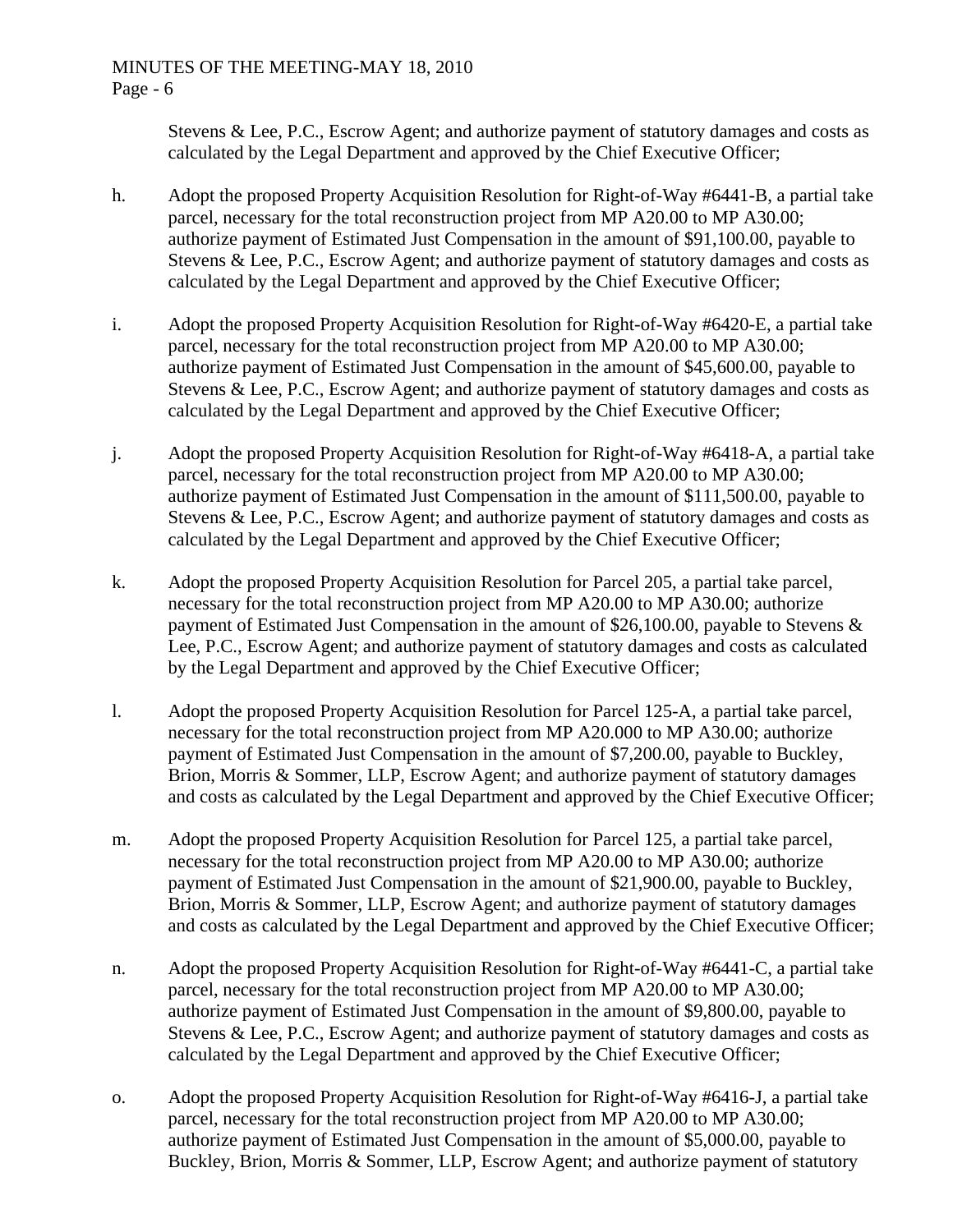Stevens & Lee, P.C., Escrow Agent; and authorize payment of statutory damages and costs as calculated by the Legal Department and approved by the Chief Executive Officer;

h. Adopt the proposed Property Acquisition Resolution for Right-of-Way #6441-B, a partial take parcel, necessary for the total reconstruction project from MP A20.00 to MP A30.00; authorize payment of Estimated Just Compensation in the amount of $91,100.00, payable to Stevens & Lee, P.C., Escrow Agent; and authorize payment of statutory damages and costs as calculated by the Legal Department and approved by the Chief Executive Officer;

i. Adopt the proposed Property Acquisition Resolution for Right-of-Way #6420-E, a partial take parcel, necessary for the total reconstruction project from MP A20.00 to MP A30.00; authorize payment of Estimated Just Compensation in the amount of $45,600.00, payable to Stevens & Lee, P.C., Escrow Agent; and authorize payment of statutory damages and costs as calculated by the Legal Department and approved by the Chief Executive Officer;

j. Adopt the proposed Property Acquisition Resolution for Right-of-Way #6418-A, a partial take parcel, necessary for the total reconstruction project from MP A20.00 to MP A30.00; authorize payment of Estimated Just Compensation in the amount of $111,500.00, payable to Stevens & Lee, P.C., Escrow Agent; and authorize payment of statutory damages and costs as calculated by the Legal Department and approved by the Chief Executive Officer;

k. Adopt the proposed Property Acquisition Resolution for Parcel 205, a partial take parcel, necessary for the total reconstruction project from MP A20.00 to MP A30.00; authorize payment of Estimated Just Compensation in the amount of $26,100.00, payable to Stevens & Lee, P.C., Escrow Agent; and authorize payment of statutory damages and costs as calculated by the Legal Department and approved by the Chief Executive Officer;

l. Adopt the proposed Property Acquisition Resolution for Parcel 125-A, a partial take parcel, necessary for the total reconstruction project from MP A20.000 to MP A30.00; authorize payment of Estimated Just Compensation in the amount of $7,200.00, payable to Buckley, Brion, Morris & Sommer, LLP, Escrow Agent; and authorize payment of statutory damages and costs as calculated by the Legal Department and approved by the Chief Executive Officer;

m. Adopt the proposed Property Acquisition Resolution for Parcel 125, a partial take parcel, necessary for the total reconstruction project from MP A20.00 to MP A30.00; authorize payment of Estimated Just Compensation in the amount of $21,900.00, payable to Buckley, Brion, Morris & Sommer, LLP, Escrow Agent; and authorize payment of statutory damages and costs as calculated by the Legal Department and approved by the Chief Executive Officer;

n. Adopt the proposed Property Acquisition Resolution for Right-of-Way #6441-C, a partial take parcel, necessary for the total reconstruction project from MP A20.00 to MP A30.00; authorize payment of Estimated Just Compensation in the amount of $9,800.00, payable to Stevens & Lee, P.C., Escrow Agent; and authorize payment of statutory damages and costs as calculated by the Legal Department and approved by the Chief Executive Officer;

o. Adopt the proposed Property Acquisition Resolution for Right-of-Way #6416-J, a partial take parcel, necessary for the total reconstruction project from MP A20.00 to MP A30.00; authorize payment of Estimated Just Compensation in the amount of $5,000.00, payable to Buckley, Brion, Morris & Sommer, LLP, Escrow Agent; and authorize payment of statutory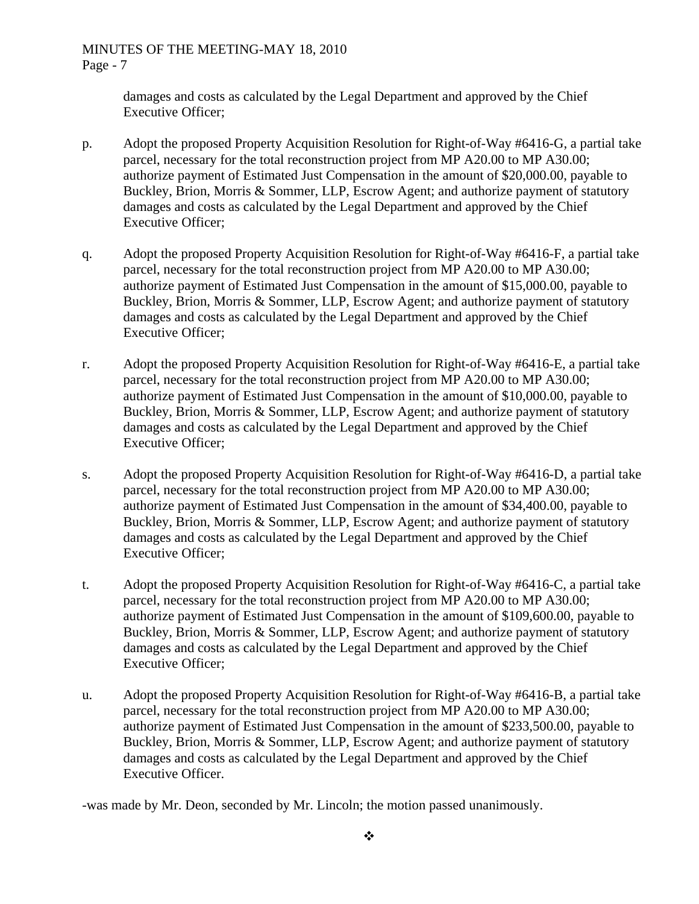damages and costs as calculated by the Legal Department and approved by the Chief Executive Officer;

p. Adopt the proposed Property Acquisition Resolution for Right-of-Way #6416-G, a partial take parcel, necessary for the total reconstruction project from MP A20.00 to MP A30.00; authorize payment of Estimated Just Compensation in the amount of $20,000.00, payable to Buckley, Brion, Morris & Sommer, LLP, Escrow Agent; and authorize payment of statutory damages and costs as calculated by the Legal Department and approved by the Chief Executive Officer;

q. Adopt the proposed Property Acquisition Resolution for Right-of-Way #6416-F, a partial take parcel, necessary for the total reconstruction project from MP A20.00 to MP A30.00; authorize payment of Estimated Just Compensation in the amount of $15,000.00, payable to Buckley, Brion, Morris & Sommer, LLP, Escrow Agent; and authorize payment of statutory damages and costs as calculated by the Legal Department and approved by the Chief Executive Officer;

r. Adopt the proposed Property Acquisition Resolution for Right-of-Way #6416-E, a partial take parcel, necessary for the total reconstruction project from MP A20.00 to MP A30.00; authorize payment of Estimated Just Compensation in the amount of $10,000.00, payable to Buckley, Brion, Morris & Sommer, LLP, Escrow Agent; and authorize payment of statutory damages and costs as calculated by the Legal Department and approved by the Chief Executive Officer;

s. Adopt the proposed Property Acquisition Resolution for Right-of-Way #6416-D, a partial take parcel, necessary for the total reconstruction project from MP A20.00 to MP A30.00; authorize payment of Estimated Just Compensation in the amount of $34,400.00, payable to Buckley, Brion, Morris & Sommer, LLP, Escrow Agent; and authorize payment of statutory damages and costs as calculated by the Legal Department and approved by the Chief Executive Officer;

t. Adopt the proposed Property Acquisition Resolution for Right-of-Way #6416-C, a partial take parcel, necessary for the total reconstruction project from MP A20.00 to MP A30.00; authorize payment of Estimated Just Compensation in the amount of $109,600.00, payable to Buckley, Brion, Morris & Sommer, LLP, Escrow Agent; and authorize payment of statutory damages and costs as calculated by the Legal Department and approved by the Chief Executive Officer;

u. Adopt the proposed Property Acquisition Resolution for Right-of-Way #6416-B, a partial take parcel, necessary for the total reconstruction project from MP A20.00 to MP A30.00; authorize payment of Estimated Just Compensation in the amount of $233,500.00, payable to Buckley, Brion, Morris & Sommer, LLP, Escrow Agent; and authorize payment of statutory damages and costs as calculated by the Legal Department and approved by the Chief Executive Officer.

-was made by Mr. Deon, seconded by Mr. Lincoln; the motion passed unanimously.

❖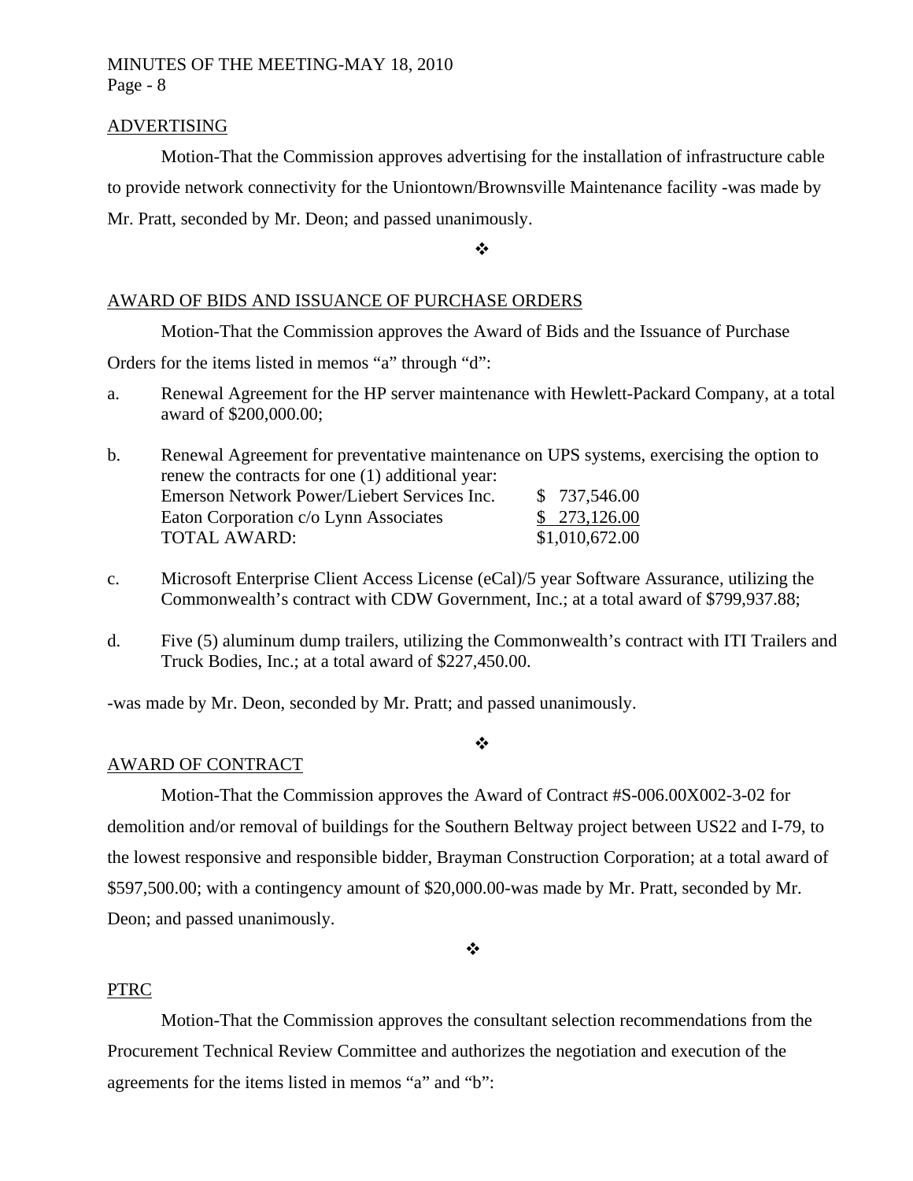## ADVERTISING

Motion-That the Commission approves advertising for the installation of infrastructure cable to provide network connectivity for the Uniontown/Brownsville Maintenance facility -was made by Mr. Pratt, seconded by Mr. Deon; and passed unanimously.

❖

## AWARD OF BIDS AND ISSUANCE OF PURCHASE ORDERS

Motion-That the Commission approves the Award of Bids and the Issuance of Purchase Orders for the items listed in memos "a" through "d":

a. Renewal Agreement for the HP server maintenance with Hewlett-Packard Company, at a total award of $200,000.00;

b. Renewal Agreement for preventative maintenance on UPS systems, exercising the option to renew the contracts for one (1) additional year:

| | |
|---|---|
| Emerson Network Power/Liebert Services Inc. | $ 737,546.00 |
| Eaton Corporation c/o Lynn Associates | $ 273,126.00 |
| TOTAL AWARD: | $1,010,672.00 |

c. Microsoft Enterprise Client Access License (eCal)/5 year Software Assurance, utilizing the Commonwealth's contract with CDW Government, Inc.; at a total award of $799,937.88;

d. Five (5) aluminum dump trailers, utilizing the Commonwealth's contract with ITI Trailers and Truck Bodies, Inc.; at a total award of $227,450.00.

-was made by Mr. Deon, seconded by Mr. Pratt; and passed unanimously.

❖

## AWARD OF CONTRACT

Motion-That the Commission approves the Award of Contract #S-006.00X002-3-02 for demolition and/or removal of buildings for the Southern Beltway project between US22 and I-79, to the lowest responsive and responsible bidder, Brayman Construction Corporation; at a total award of $597,500.00; with a contingency amount of $20,000.00-was made by Mr. Pratt, seconded by Mr. Deon; and passed unanimously.

❖

## PTRC

Motion-That the Commission approves the consultant selection recommendations from the Procurement Technical Review Committee and authorizes the negotiation and execution of the agreements for the items listed in memos "a" and "b":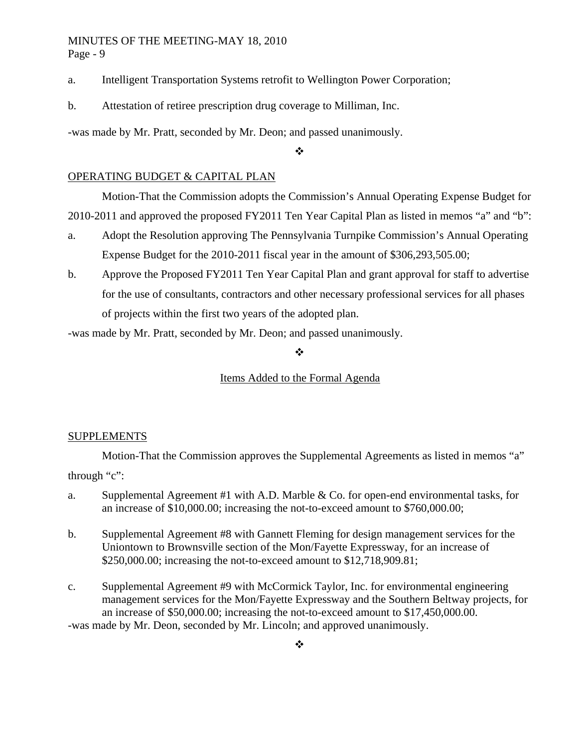a. Intelligent Transportation Systems retrofit to Wellington Power Corporation;

b. Attestation of retiree prescription drug coverage to Milliman, Inc.

-was made by Mr. Pratt, seconded by Mr. Deon; and passed unanimously.

❖

OPERATING BUDGET & CAPITAL PLAN

Motion-That the Commission adopts the Commission's Annual Operating Expense Budget for 2010-2011 and approved the proposed FY2011 Ten Year Capital Plan as listed in memos "a" and "b":

a. Adopt the Resolution approving The Pennsylvania Turnpike Commission's Annual Operating Expense Budget for the 2010-2011 fiscal year in the amount of $306,293,505.00;

b. Approve the Proposed FY2011 Ten Year Capital Plan and grant approval for staff to advertise for the use of consultants, contractors and other necessary professional services for all phases of projects within the first two years of the adopted plan.

-was made by Mr. Pratt, seconded by Mr. Deon; and passed unanimously.

❖

Items Added to the Formal Agenda

SUPPLEMENTS

Motion-That the Commission approves the Supplemental Agreements as listed in memos "a" through "c":

a. Supplemental Agreement #1 with A.D. Marble & Co. for open-end environmental tasks, for an increase of $10,000.00; increasing the not-to-exceed amount to $760,000.00;

b. Supplemental Agreement #8 with Gannett Fleming for design management services for the Uniontown to Brownsville section of the Mon/Fayette Expressway, for an increase of $250,000.00; increasing the not-to-exceed amount to $12,718,909.81;

c. Supplemental Agreement #9 with McCormick Taylor, Inc. for environmental engineering management services for the Mon/Fayette Expressway and the Southern Beltway projects, for an increase of $50,000.00; increasing the not-to-exceed amount to $17,450,000.00.

-was made by Mr. Deon, seconded by Mr. Lincoln; and approved unanimously.

❖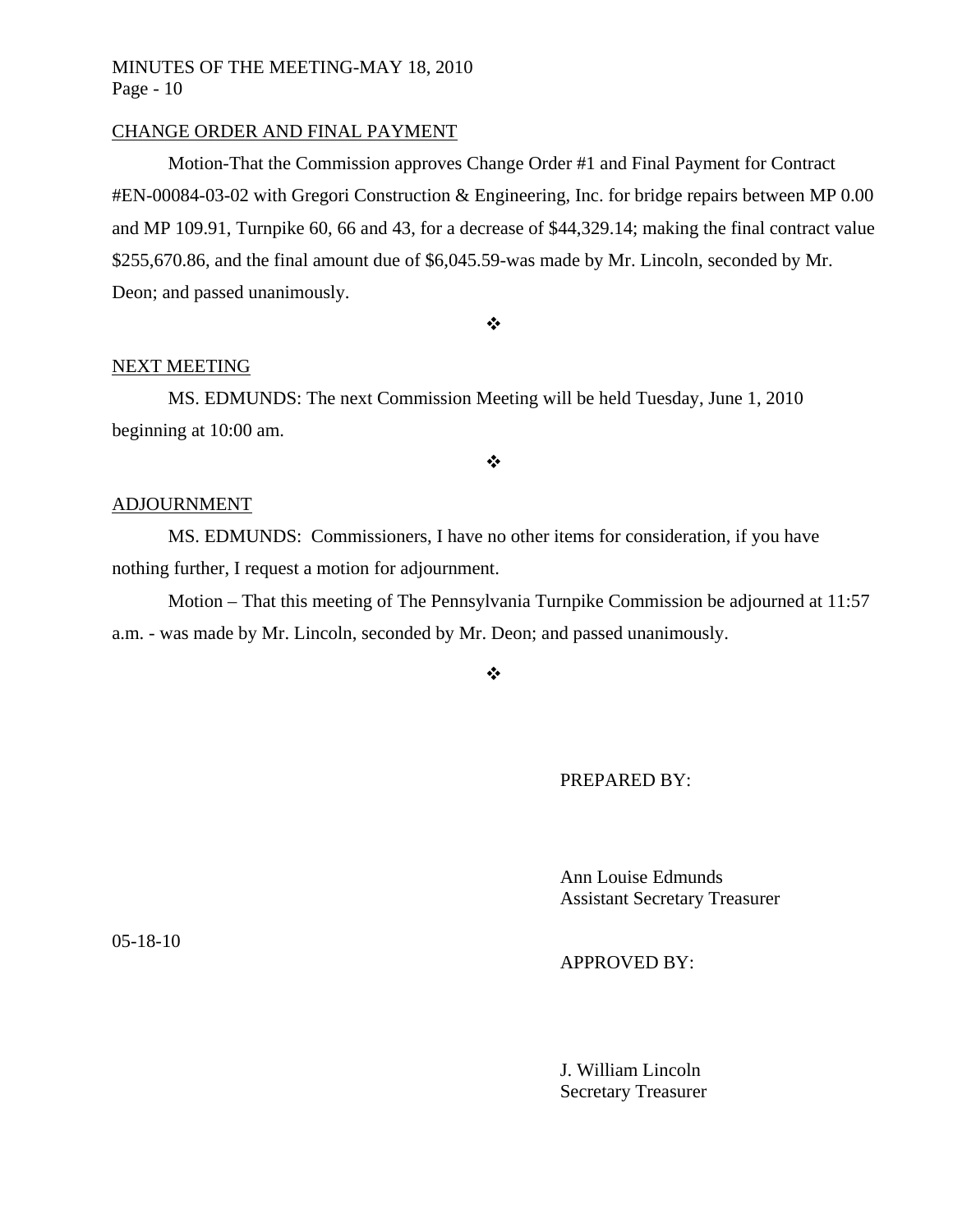CHANGE ORDER AND FINAL PAYMENT

Motion-That the Commission approves Change Order #1 and Final Payment for Contract #EN-00084-03-02 with Gregori Construction & Engineering, Inc. for bridge repairs between MP 0.00 and MP 109.91, Turnpike 60, 66 and 43, for a decrease of $44,329.14; making the final contract value $255,670.86, and the final amount due of $6,045.59-was made by Mr. Lincoln, seconded by Mr. Deon; and passed unanimously.

❖

NEXT MEETING

MS. EDMUNDS: The next Commission Meeting will be held Tuesday, June 1, 2010 beginning at 10:00 am.

❖

ADJOURNMENT

MS. EDMUNDS: Commissioners, I have no other items for consideration, if you have nothing further, I request a motion for adjournment.

Motion – That this meeting of The Pennsylvania Turnpike Commission be adjourned at 11:57 a.m. - was made by Mr. Lincoln, seconded by Mr. Deon; and passed unanimously.

❖

PREPARED BY:

Ann Louise Edmunds
Assistant Secretary Treasurer

05-18-10

APPROVED BY:

J. William Lincoln
Secretary Treasurer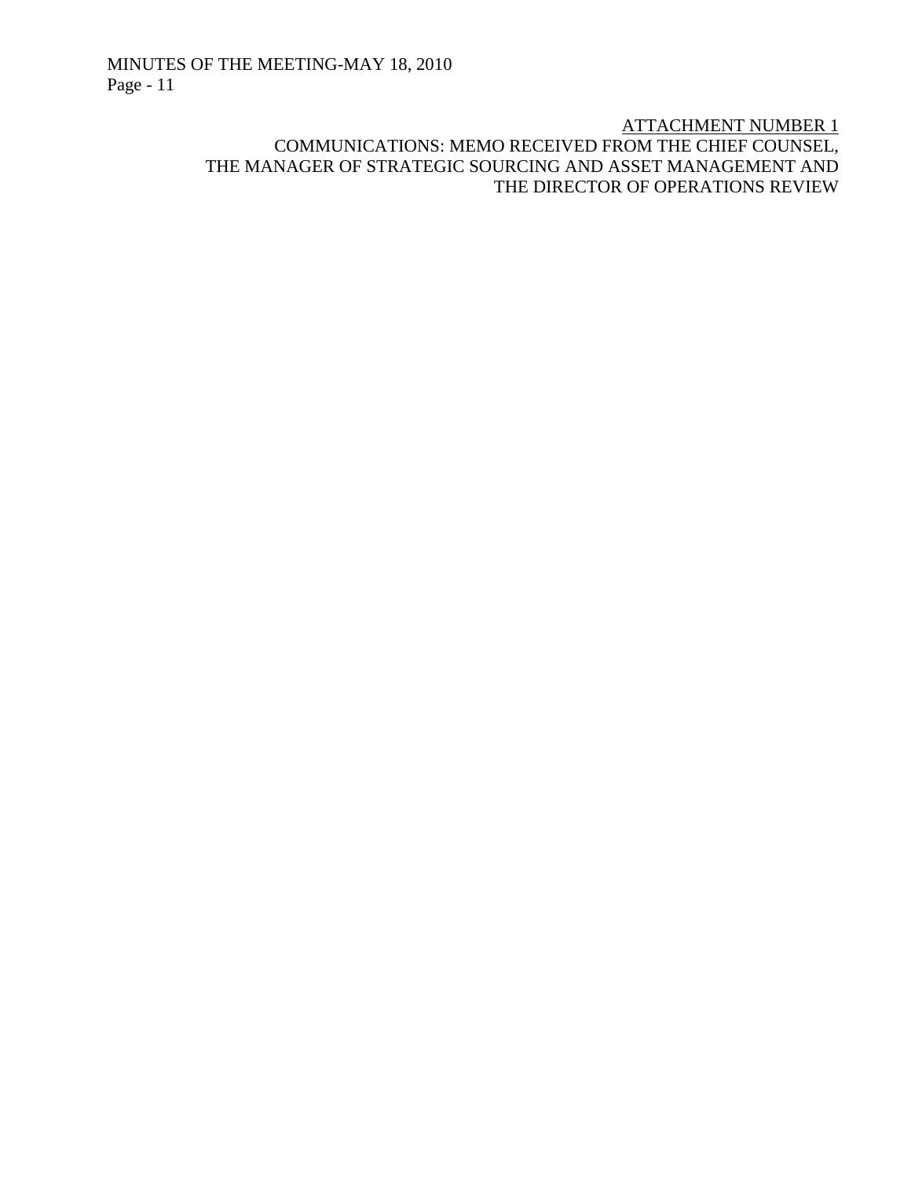ATTACHMENT NUMBER 1

COMMUNICATIONS: MEMO RECEIVED FROM THE CHIEF COUNSEL, THE MANAGER OF STRATEGIC SOURCING AND ASSET MANAGEMENT AND THE DIRECTOR OF OPERATIONS REVIEW